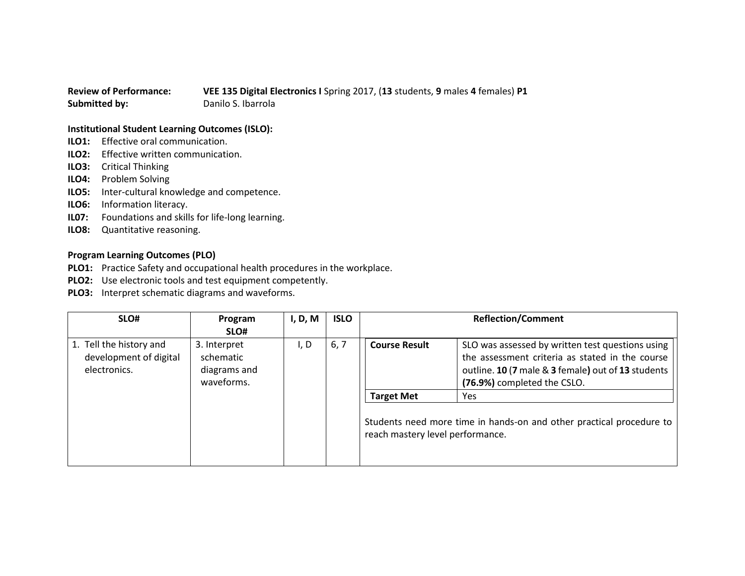**Review of Performance:** **VEE 135 Digital Electronics I** Spring 2017, (**13** students, **9** males **4** females) **P1**
**Submitted by:** Danilo S. Ibarrola

**Institutional Student Learning Outcomes (ISLO):**

**ILO1:** Effective oral communication.
**ILO2:** Effective written communication.
**ILO3:** Critical Thinking
**ILO4:** Problem Solving
**ILO5:** Inter-cultural knowledge and competence.
**ILO6:** Information literacy.
**IL07:** Foundations and skills for life-long learning.
**ILO8:** Quantitative reasoning.

**Program Learning Outcomes (PLO)**

**PLO1:** Practice Safety and occupational health procedures in the workplace.
**PLO2:** Use electronic tools and test equipment competently.
**PLO3:** Interpret schematic diagrams and waveforms.

| SLO# | Program SLO# | I, D, M | ISLO | Reflection/Comment | |
|---|---|---|---|---|---|
| 1. Tell the history and development of digital electronics. | 3. Interpret schematic diagrams and waveforms. | I, D | 6, 7 | **Course Result** | SLO was assessed by written test questions using the assessment criteria as stated in the course outline. **10** (**7** male & **3** female**)** out of **13** students **(76.9%)** completed the CSLO. |
| | | | | **Target Met** | Yes |
| | | | | Students need more time in hands-on and other practical procedure to reach mastery level performance. | |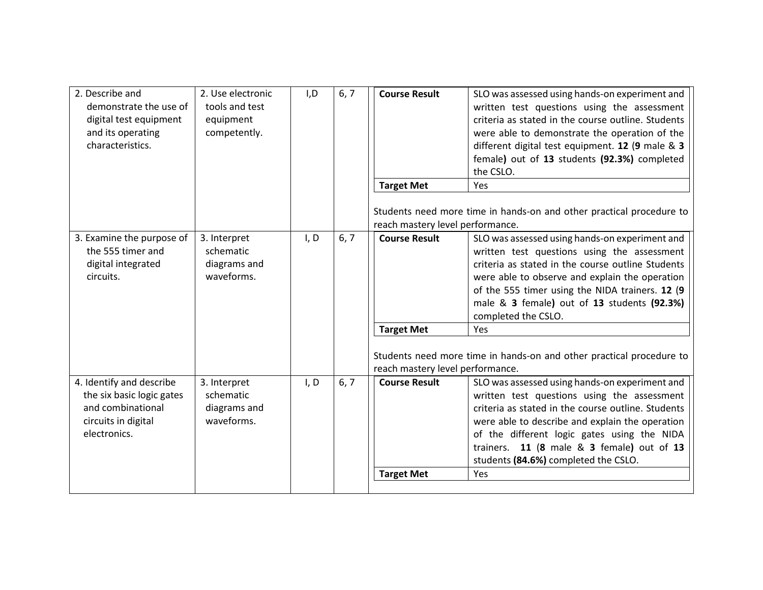| | | | | | |
|---|---|---|---|---|---|
| 2. Describe and demonstrate the use of digital test equipment and its operating characteristics. | 2. Use electronic tools and test equipment competently. | I,D | 6, 7 | **Course Result** | SLO was assessed using hands-on experiment and written test questions using the assessment criteria as stated in the course outline. Students were able to demonstrate the operation of the different digital test equipment. **12** (**9** male & **3** female**)** out of **13** students **(92.3%)** completed the CSLO. |
| | | | | **Target Met** | Yes |
| | | | | Students need more time in hands-on and other practical procedure to reach mastery level performance. | |
| 3. Examine the purpose of the 555 timer and digital integrated circuits. | 3. Interpret schematic diagrams and waveforms. | I, D | 6, 7 | **Course Result** | SLO was assessed using hands-on experiment and written test questions using the assessment criteria as stated in the course outline Students were able to observe and explain the operation of the 555 timer using the NIDA trainers. **12** (**9** male & **3** female**)** out of **13** students **(92.3%)** completed the CSLO. |
| | | | | **Target Met** | Yes |
| | | | | Students need more time in hands-on and other practical procedure to reach mastery level performance. | |
| 4. Identify and describe the six basic logic gates and combinational circuits in digital electronics. | 3. Interpret schematic diagrams and waveforms. | I, D | 6, 7 | **Course Result** | SLO was assessed using hands-on experiment and written test questions using the assessment criteria as stated in the course outline. Students were able to describe and explain the operation of the different logic gates using the NIDA trainers. **11** (**8** male & **3** female**)** out of **13** students **(84.6%)** completed the CSLO. |
| | | | | **Target Met** | Yes |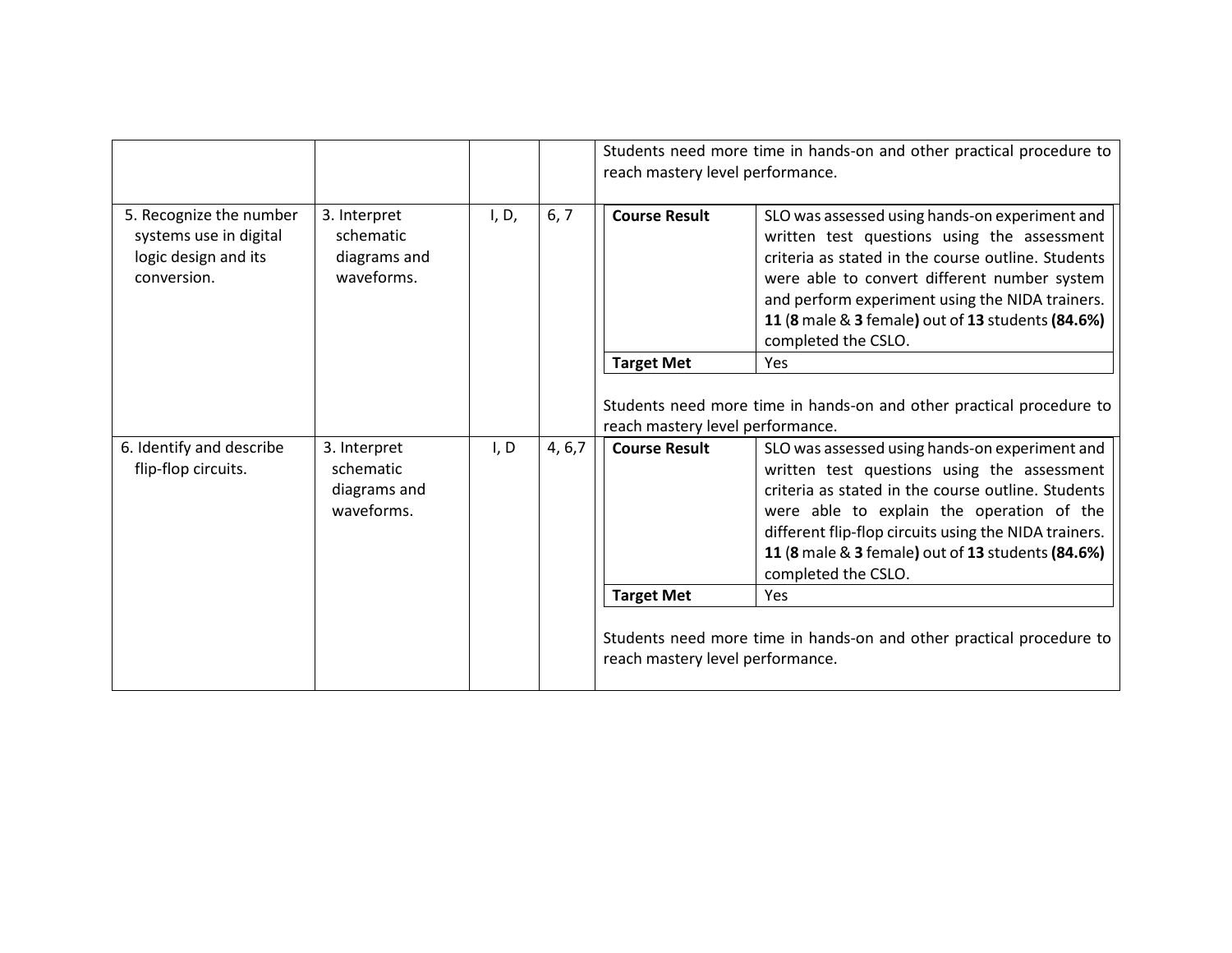| | | | | |
|---|---|---|---|---|
| | | | | Students need more time in hands-on and other practical procedure to reach mastery level performance. |
| 5. Recognize the number systems use in digital logic design and its conversion. | 3. Interpret schematic diagrams and waveforms. | I, D, | 6, 7 | **Course Result**: SLO was assessed using hands-on experiment and written test questions using the assessment criteria as stated in the course outline. Students were able to convert different number system and perform experiment using the NIDA trainers. **11** (**8** male & **3** female**)** out of **13** students **(84.6%)** completed the CSLO.<br>**Target Met**: Yes<br><br>Students need more time in hands-on and other practical procedure to reach mastery level performance. |
| 6. Identify and describe flip-flop circuits. | 3. Interpret schematic diagrams and waveforms. | I, D | 4, 6,7 | **Course Result**: SLO was assessed using hands-on experiment and written test questions using the assessment criteria as stated in the course outline. Students were able to explain the operation of the different flip-flop circuits using the NIDA trainers. **11** (**8** male & **3** female**)** out of **13** students **(84.6%)** completed the CSLO.<br>**Target Met**: Yes<br><br>Students need more time in hands-on and other practical procedure to reach mastery level performance. |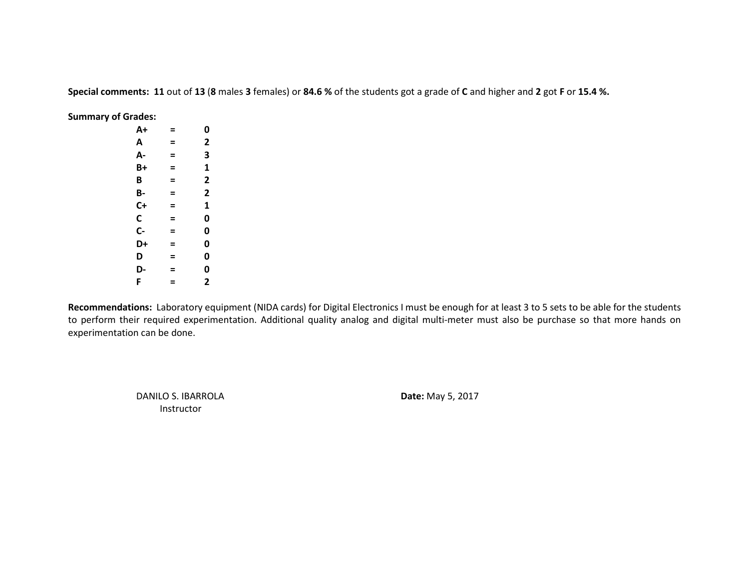**Special comments:** **11** out of **13** (**8** males **3** females) or **84.6 %** of the students got a grade of **C** and higher and **2** got **F** or **15.4 %.**

**Summary of Grades:**

| | | |
|---|---|---|
| **A+** | **=** | **0** |
| **A** | **=** | **2** |
| **A-** | **=** | **3** |
| **B+** | **=** | **1** |
| **B** | **=** | **2** |
| **B-** | **=** | **2** |
| **C+** | **=** | **1** |
| **C** | **=** | **0** |
| **C-** | **=** | **0** |
| **D+** | **=** | **0** |
| **D** | **=** | **0** |
| **D-** | **=** | **0** |
| **F** | **=** | **2** |

**Recommendations:** Laboratory equipment (NIDA cards) for Digital Electronics I must be enough for at least 3 to 5 sets to be able for the students to perform their required experimentation. Additional quality analog and digital multi-meter must also be purchase so that more hands on experimentation can be done.

DANILO S. IBARROLA
Instructor

**Date:** May 5, 2017